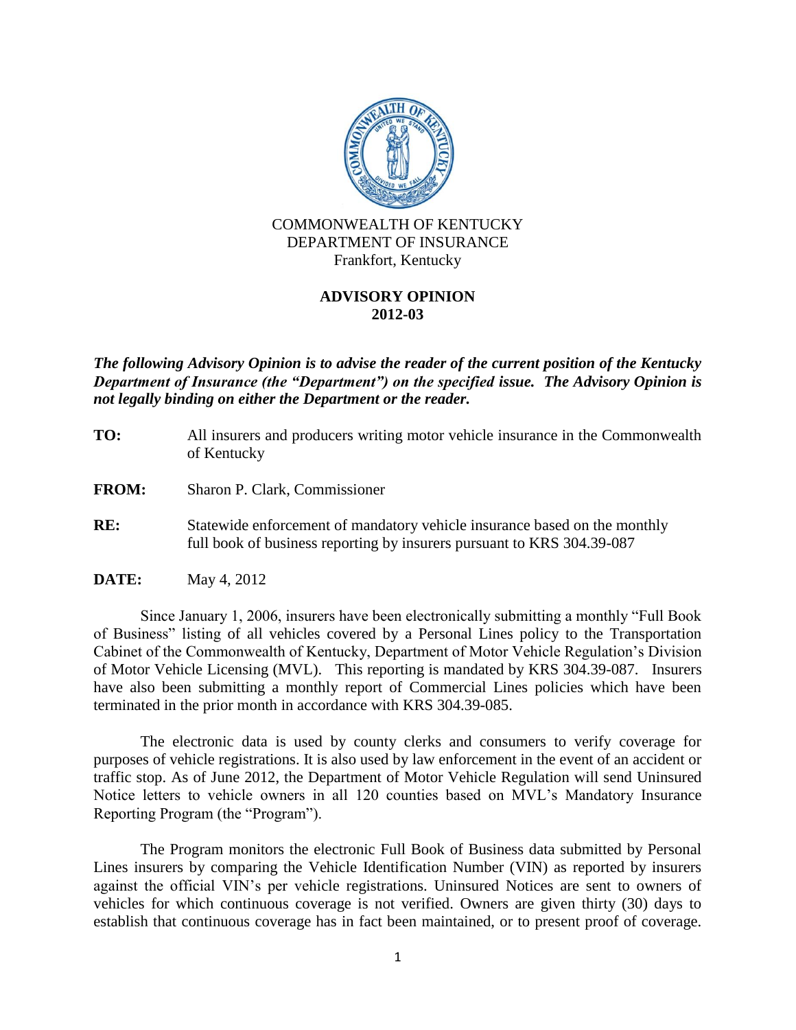COMMONWEALTH OF KENTUCKY
DEPARTMENT OF INSURANCE
Frankfort, Kentucky

# ADVISORY OPINION
## 2012-03

***The following Advisory Opinion is to advise the reader of the current position of the Kentucky Department of Insurance (the "Department") on the specified issue. The Advisory Opinion is not legally binding on either the Department or the reader.***

**TO:** All insurers and producers writing motor vehicle insurance in the Commonwealth of Kentucky

**FROM:** Sharon P. Clark, Commissioner

**RE:** Statewide enforcement of mandatory vehicle insurance based on the monthly full book of business reporting by insurers pursuant to KRS 304.39-087

**DATE:** May 4, 2012

Since January 1, 2006, insurers have been electronically submitting a monthly "Full Book of Business" listing of all vehicles covered by a Personal Lines policy to the Transportation Cabinet of the Commonwealth of Kentucky, Department of Motor Vehicle Regulation's Division of Motor Vehicle Licensing (MVL). This reporting is mandated by KRS 304.39-087. Insurers have also been submitting a monthly report of Commercial Lines policies which have been terminated in the prior month in accordance with KRS 304.39-085.

The electronic data is used by county clerks and consumers to verify coverage for purposes of vehicle registrations. It is also used by law enforcement in the event of an accident or traffic stop. As of June 2012, the Department of Motor Vehicle Regulation will send Uninsured Notice letters to vehicle owners in all 120 counties based on MVL's Mandatory Insurance Reporting Program (the "Program").

The Program monitors the electronic Full Book of Business data submitted by Personal Lines insurers by comparing the Vehicle Identification Number (VIN) as reported by insurers against the official VIN's per vehicle registrations. Uninsured Notices are sent to owners of vehicles for which continuous coverage is not verified. Owners are given thirty (30) days to establish that continuous coverage has in fact been maintained, or to present proof of coverage.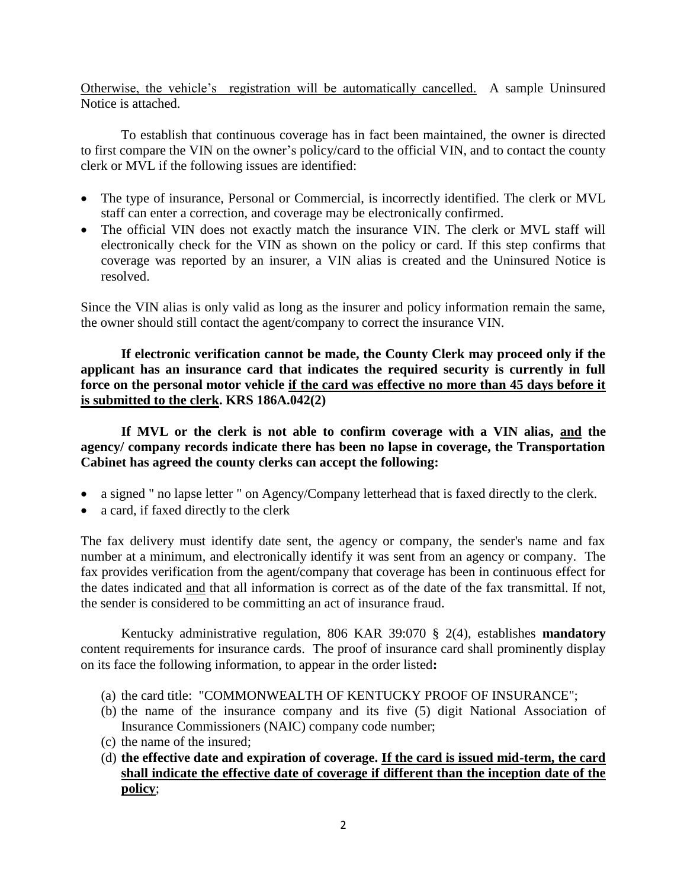<u>Otherwise, the vehicle's registration will be automatically cancelled.</u> A sample Uninsured Notice is attached.

To establish that continuous coverage has in fact been maintained, the owner is directed to first compare the VIN on the owner's policy/card to the official VIN, and to contact the county clerk or MVL if the following issues are identified:

- The type of insurance, Personal or Commercial, is incorrectly identified. The clerk or MVL staff can enter a correction, and coverage may be electronically confirmed.
- The official VIN does not exactly match the insurance VIN. The clerk or MVL staff will electronically check for the VIN as shown on the policy or card. If this step confirms that coverage was reported by an insurer, a VIN alias is created and the Uninsured Notice is resolved.

Since the VIN alias is only valid as long as the insurer and policy information remain the same, the owner should still contact the agent/company to correct the insurance VIN.

**If electronic verification cannot be made, the County Clerk may proceed only if the applicant has an insurance card that indicates the required security is currently in full force on the personal motor vehicle <u>if the card was effective no more than 45 days before it is submitted to the clerk</u>. KRS 186A.042(2)**

**If MVL or the clerk is not able to confirm coverage with a VIN alias, <u>and</u> the agency/ company records indicate there has been no lapse in coverage, the Transportation Cabinet has agreed the county clerks can accept the following:**

- a signed " no lapse letter " on Agency/Company letterhead that is faxed directly to the clerk.
- a card, if faxed directly to the clerk

The fax delivery must identify date sent, the agency or company, the sender's name and fax number at a minimum, and electronically identify it was sent from an agency or company. The fax provides verification from the agent/company that coverage has been in continuous effect for the dates indicated <u>and</u> that all information is correct as of the date of the fax transmittal. If not, the sender is considered to be committing an act of insurance fraud.

Kentucky administrative regulation, 806 KAR 39:070 § 2(4), establishes **mandatory** content requirements for insurance cards. The proof of insurance card shall prominently display on its face the following information, to appear in the order listed**:**

(a) the card title: "COMMONWEALTH OF KENTUCKY PROOF OF INSURANCE";
(b) the name of the insurance company and its five (5) digit National Association of Insurance Commissioners (NAIC) company code number;
(c) the name of the insured;
(d) **the effective date and expiration of coverage. <u>If the card is issued mid-term, the card shall indicate the effective date of coverage if different than the inception date of the policy</u>**;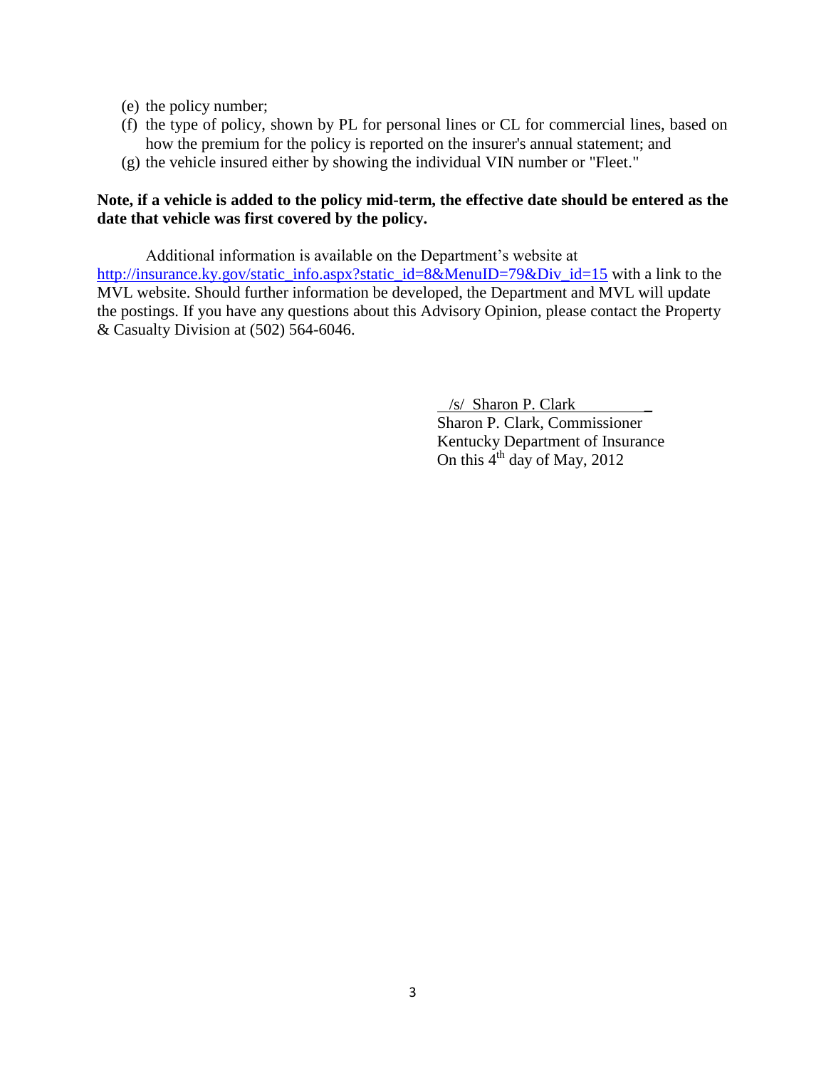(e) the policy number;
(f) the type of policy, shown by PL for personal lines or CL for commercial lines, based on how the premium for the policy is reported on the insurer's annual statement; and
(g) the vehicle insured either by showing the individual VIN number or "Fleet."

**Note, if a vehicle is added to the policy mid-term, the effective date should be entered as the date that vehicle was first covered by the policy.**

Additional information is available on the Department's website at [http://insurance.ky.gov/static_info.aspx?static_id=8&MenuID=79&Div_id=15](http://insurance.ky.gov/static_info.aspx?static_id=8&MenuID=79&Div_id=15) with a link to the MVL website. Should further information be developed, the Department and MVL will update the postings. If you have any questions about this Advisory Opinion, please contact the Property & Casualty Division at (502) 564-6046.

/s/ Sharon P. Clark
Sharon P. Clark, Commissioner
Kentucky Department of Insurance
On this 4th day of May, 2012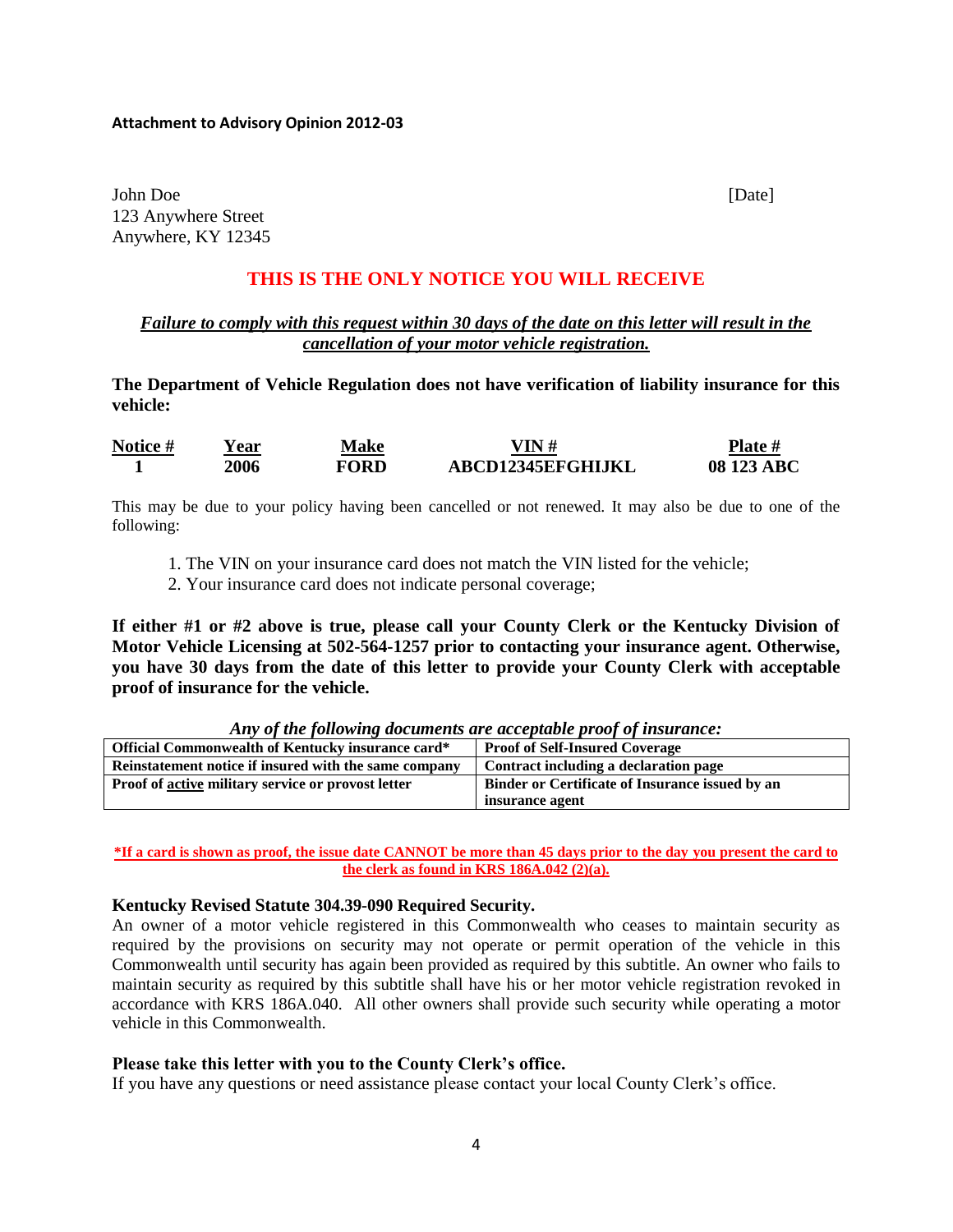**Attachment to Advisory Opinion 2012-03**

John Doe  
123 Anywhere Street  
Anywhere, KY 12345

[Date]

## THIS IS THE ONLY NOTICE YOU WILL RECEIVE

***Failure to comply with this request within 30 days of the date on this letter will result in the cancellation of your motor vehicle registration.***

**The Department of Vehicle Regulation does not have verification of liability insurance for this vehicle:**

| Notice # | Year | Make | VIN # | Plate # |
|---|---|---|---|---|
| **1** | **2006** | **FORD** | **ABCD12345EFGHIJKL** | **08 123 ABC** |

This may be due to your policy having been cancelled or not renewed. It may also be due to one of the following:

1. The VIN on your insurance card does not match the VIN listed for the vehicle;
2. Your insurance card does not indicate personal coverage;

**If either #1 or #2 above is true, please call your County Clerk or the Kentucky Division of Motor Vehicle Licensing at 502-564-1257 prior to contacting your insurance agent. Otherwise, you have 30 days from the date of this letter to provide your County Clerk with acceptable proof of insurance for the vehicle.**

***Any of the following documents are acceptable proof of insurance:***

| | |
|---|---|
| **Official Commonwealth of Kentucky insurance card*** | **Proof of Self-Insured Coverage** |
| **Reinstatement notice if insured with the same company** | **Contract including a declaration page** |
| **Proof of active military service or provost letter** | **Binder or Certificate of Insurance issued by an insurance agent** |

**\*If a card is shown as proof, the issue date CANNOT be more than 45 days prior to the day you present the card to the clerk as found in KRS 186A.042 (2)(a).**

### Kentucky Revised Statute 304.39-090 Required Security.

An owner of a motor vehicle registered in this Commonwealth who ceases to maintain security as required by the provisions on security may not operate or permit operation of the vehicle in this Commonwealth until security has again been provided as required by this subtitle. An owner who fails to maintain security as required by this subtitle shall have his or her motor vehicle registration revoked in accordance with KRS 186A.040. All other owners shall provide such security while operating a motor vehicle in this Commonwealth.

### Please take this letter with you to the County Clerk's office.

If you have any questions or need assistance please contact your local County Clerk's office.